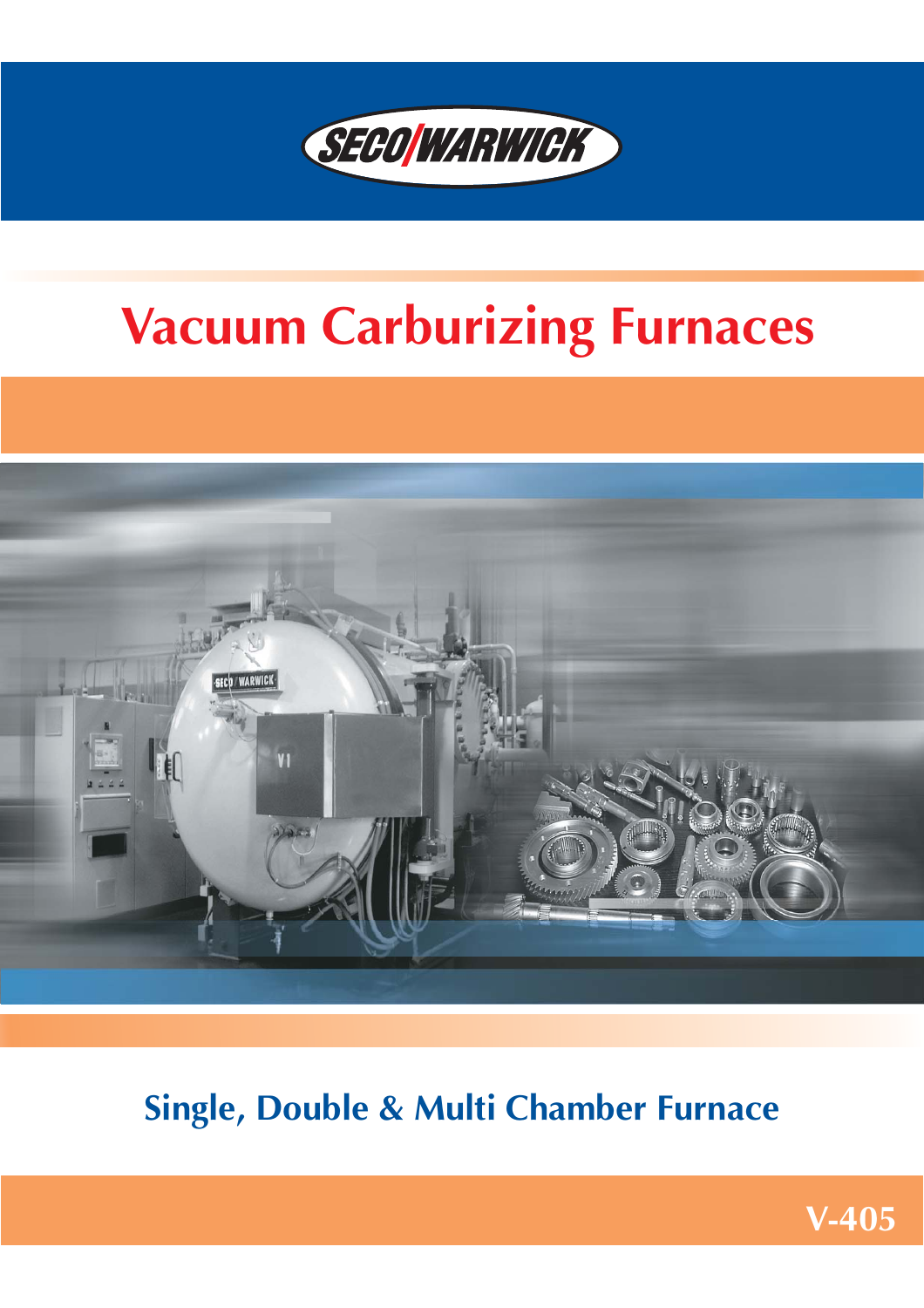SECO/WARWICK

# Vacuum Carburizing Furnaces

## Single, Double & Multi Chamber Furnace

V-405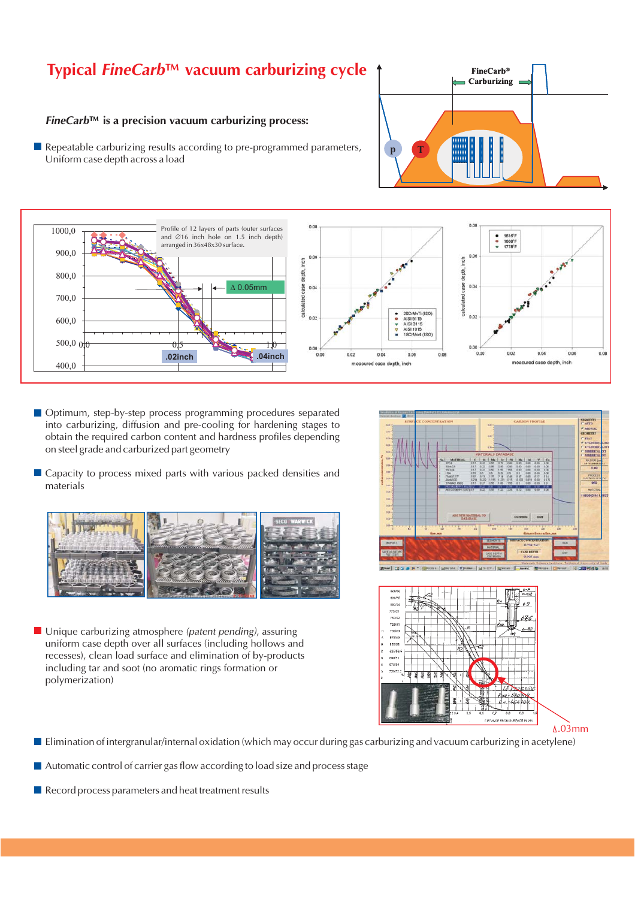# Typical *FineCarb*™ vacuum carburizing cycle

***FineCarb*™ is a precision vacuum carburizing process:**

- Repeatable carburizing results according to pre-programmed parameters, Uniform case depth across a load

Profile of 12 layers of parts (outer surfaces and Ø16 inch hole on 1.5 inch depth) arranged in 36x48x30 surface.

- Optimum, step-by-step process programming procedures separated into carburizing, diffusion and pre-cooling for hardening stages to obtain the required carbon content and hardness profiles depending on steel grade and carburized part geometry
- Capacity to process mixed parts with various packed densities and materials
- Unique carburizing atmosphere *(patent pending)*, assuring uniform case depth over all surfaces (including hollows and recesses), clean load surface and elimination of by-products including tar and soot (no aromatic rings formation or polymerization)
- Elimination of intergranular/internal oxidation (which may occur during gas carburizing and vacuum carburizing in acetylene)
- Automatic control of carrier gas flow according to load size and process stage
- Record process parameters and heat treatment results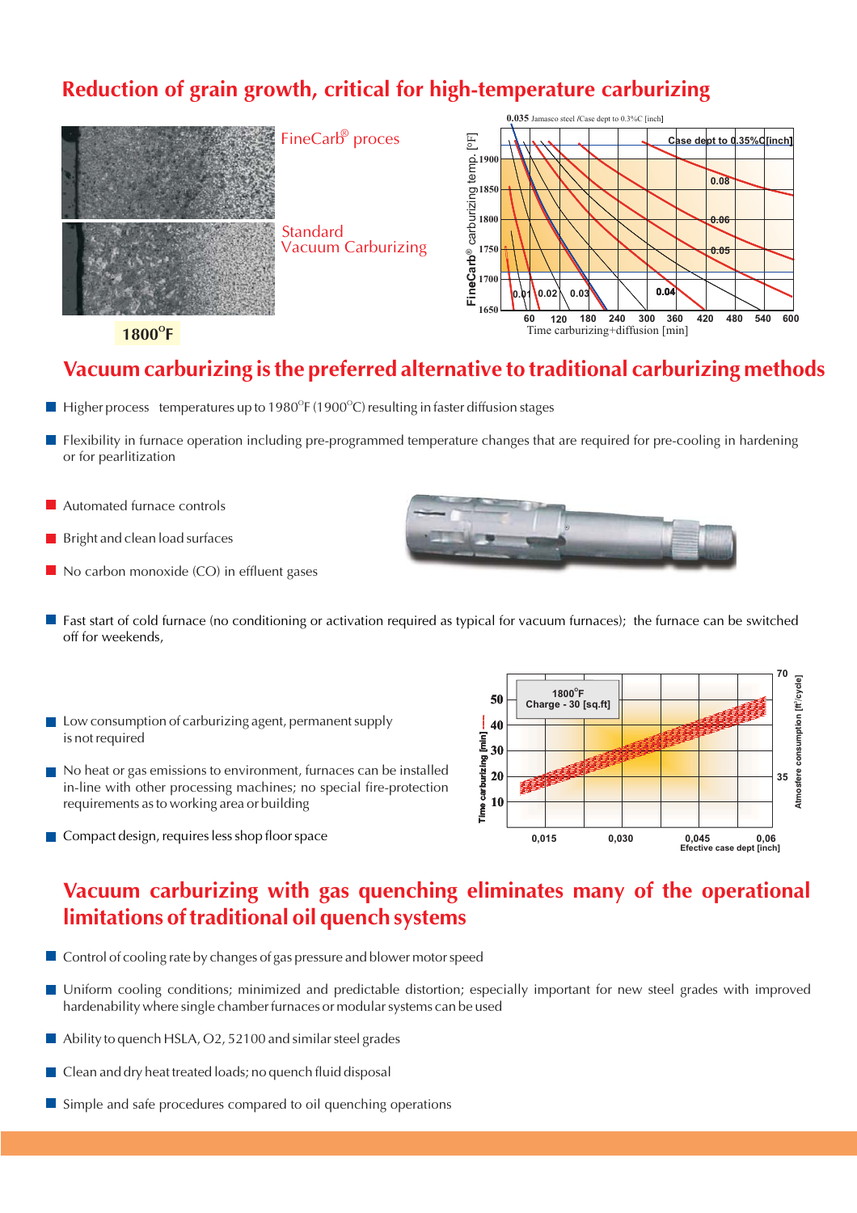## Reduction of grain growth, critical for high-temperature carburizing

FineCarb® proces

Standard Vacuum Carburizing

1800°F

## Vacuum carburizing is the preferred alternative to traditional carburizing methods

- Higher process temperatures up to 1980°F (1900°C) resulting in faster diffusion stages
- Flexibility in furnace operation including pre-programmed temperature changes that are required for pre-cooling in hardening or for pearlitization
- Automated furnace controls
- Bright and clean load surfaces
- No carbon monoxide (CO) in effluent gases
- Fast start of cold furnace (no conditioning or activation required as typical for vacuum furnaces); the furnace can be switched off for weekends,
- Low consumption of carburizing agent, permanent supply is not required
- No heat or gas emissions to environment, furnaces can be installed in-line with other processing machines; no special fire-protection requirements as to working area or building
- Compact design, requires less shop floor space

## Vacuum carburizing with gas quenching eliminates many of the operational limitations of traditional oil quench systems

- Control of cooling rate by changes of gas pressure and blower motor speed
- Uniform cooling conditions; minimized and predictable distortion; especially important for new steel grades with improved hardenability where single chamber furnaces or modular systems can be used
- Ability to quench HSLA, O2, 52100 and similar steel grades
- Clean and dry heat treated loads; no quench fluid disposal
- Simple and safe procedures compared to oil quenching operations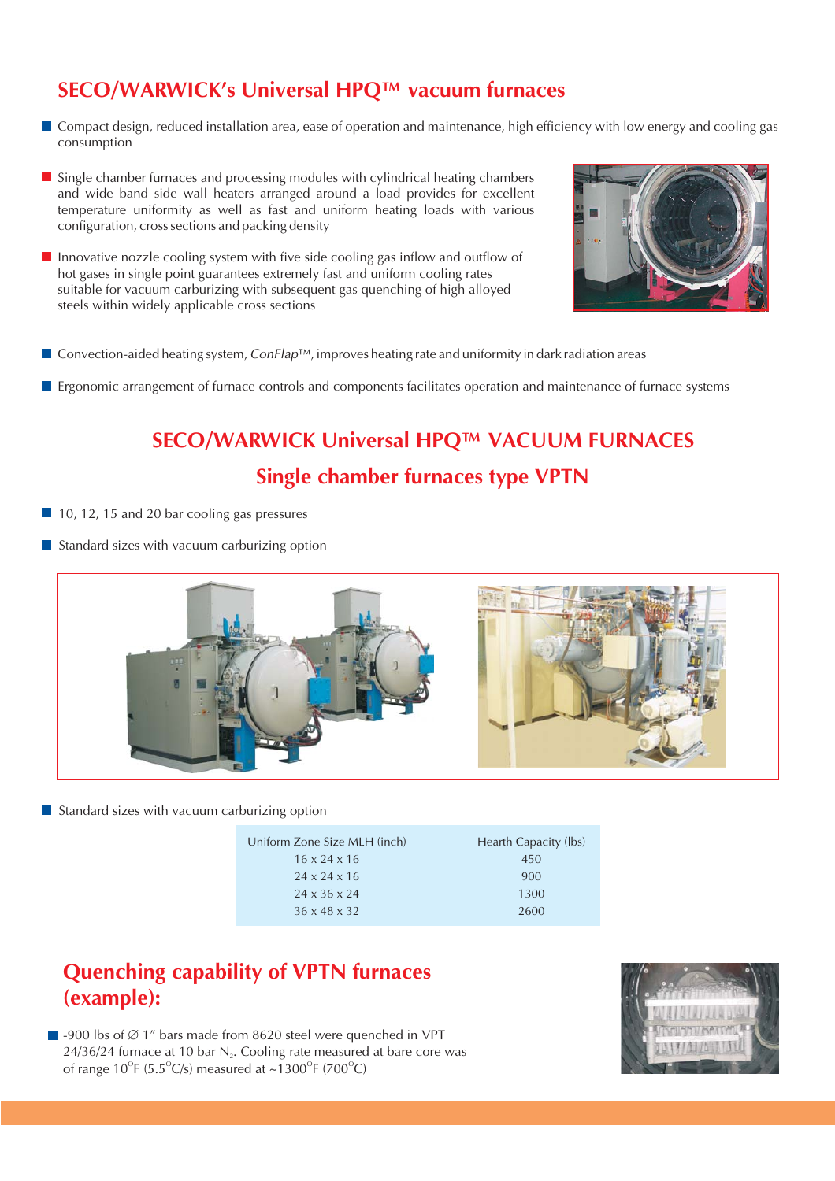## SECO/WARWICK's Universal HPQ™ vacuum furnaces

- Compact design, reduced installation area, ease of operation and maintenance, high efficiency with low energy and cooling gas consumption
- Single chamber furnaces and processing modules with cylindrical heating chambers and wide band side wall heaters arranged around a load provides for excellent temperature uniformity as well as fast and uniform heating loads with various configuration, cross sections and packing density
- Innovative nozzle cooling system with five side cooling gas inflow and outflow of hot gases in single point guarantees extremely fast and uniform cooling rates suitable for vacuum carburizing with subsequent gas quenching of high alloyed steels within widely applicable cross sections
- Convection-aided heating system, *ConFlap*™, improves heating rate and uniformity in dark radiation areas
- Ergonomic arrangement of furnace controls and components facilitates operation and maintenance of furnace systems

## SECO/WARWICK Universal HPQ™ VACUUM FURNACES

### Single chamber furnaces type VPTN

- 10, 12, 15 and 20 bar cooling gas pressures
- Standard sizes with vacuum carburizing option

- Standard sizes with vacuum carburizing option

| Uniform Zone Size MLH (inch) | Hearth Capacity (lbs) |
|---|---|
| 16 x 24 x 16 | 450 |
| 24 x 24 x 16 | 900 |
| 24 x 36 x 24 | 1300 |
| 36 x 48 x 32 | 2600 |

## Quenching capability of VPTN furnaces (example):

- -900 lbs of ∅ 1" bars made from 8620 steel were quenched in VPT 24/36/24 furnace at 10 bar $N_2$. Cooling rate measured at bare core was of range 10°F (5.5°C/s) measured at ~1300°F (700°C)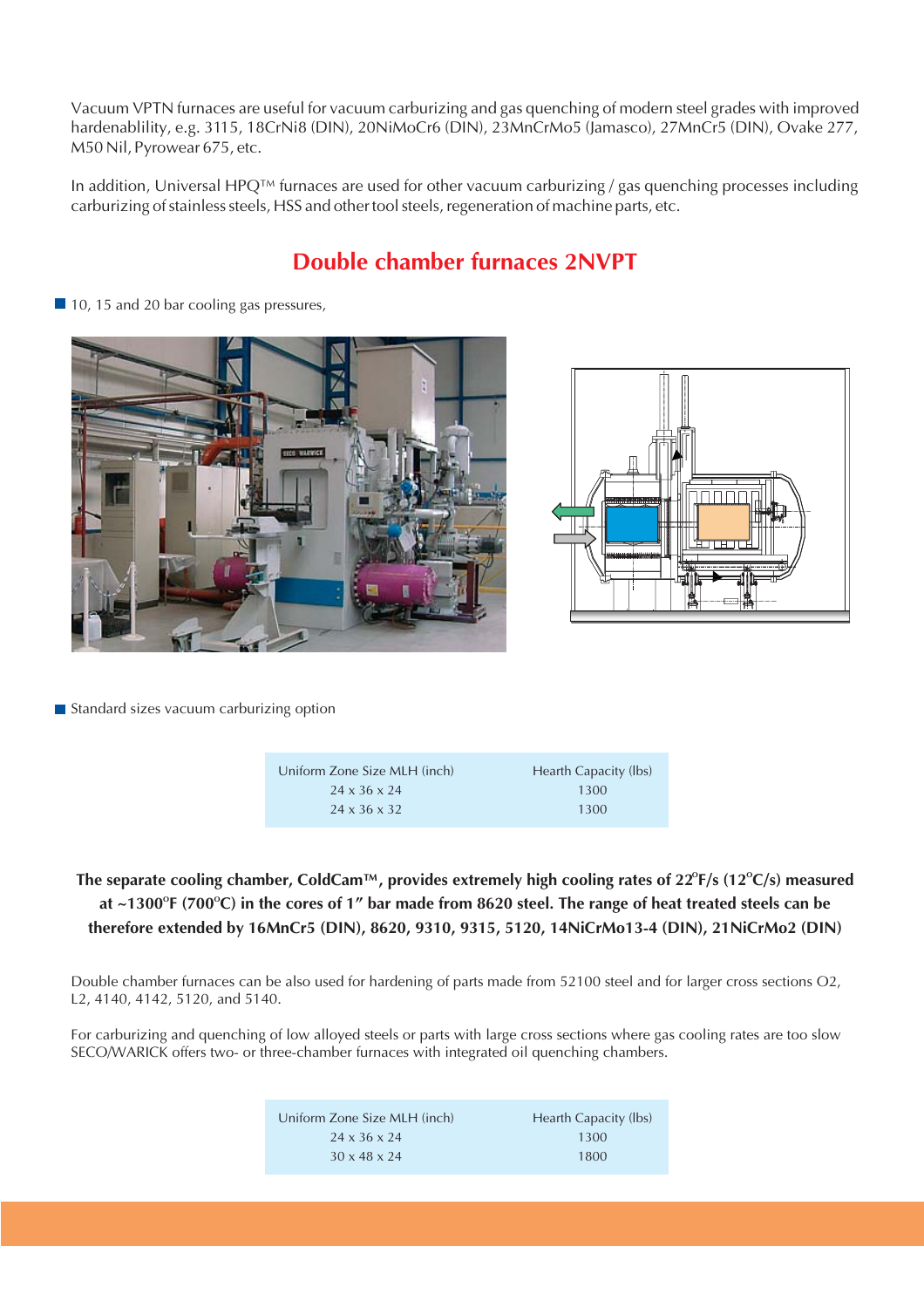Vacuum VPTN furnaces are useful for vacuum carburizing and gas quenching of modern steel grades with improved hardenablility, e.g. 3115, 18CrNi8 (DIN), 20NiMoCr6 (DIN), 23MnCrMo5 (Jamasco), 27MnCr5 (DIN), Ovake 277, M50 Nil, Pyrowear 675, etc.

In addition, Universal HPQ™ furnaces are used for other vacuum carburizing / gas quenching processes including carburizing of stainless steels, HSS and other tool steels, regeneration of machine parts, etc.

## Double chamber furnaces 2NVPT

- 10, 15 and 20 bar cooling gas pressures,

- Standard sizes vacuum carburizing option

| Uniform Zone Size MLH (inch) | Hearth Capacity (lbs) |
|---|---|
| 24 x 36 x 24 | 1300 |
| 24 x 36 x 32 | 1300 |

**The separate cooling chamber, ColdCam™, provides extremely high cooling rates of 22°F/s (12°C/s) measured at ~1300°F (700°C) in the cores of 1" bar made from 8620 steel. The range of heat treated steels can be therefore extended by 16MnCr5 (DIN), 8620, 9310, 9315, 5120, 14NiCrMo13-4 (DIN), 21NiCrMo2 (DIN)**

Double chamber furnaces can be also used for hardening of parts made from 52100 steel and for larger cross sections O2, L2, 4140, 4142, 5120, and 5140.

For carburizing and quenching of low alloyed steels or parts with large cross sections where gas cooling rates are too slow SECO/WARICK offers two- or three-chamber furnaces with integrated oil quenching chambers.

| Uniform Zone Size MLH (inch) | Hearth Capacity (lbs) |
|---|---|
| 24 x 36 x 24 | 1300 |
| 30 x 48 x 24 | 1800 |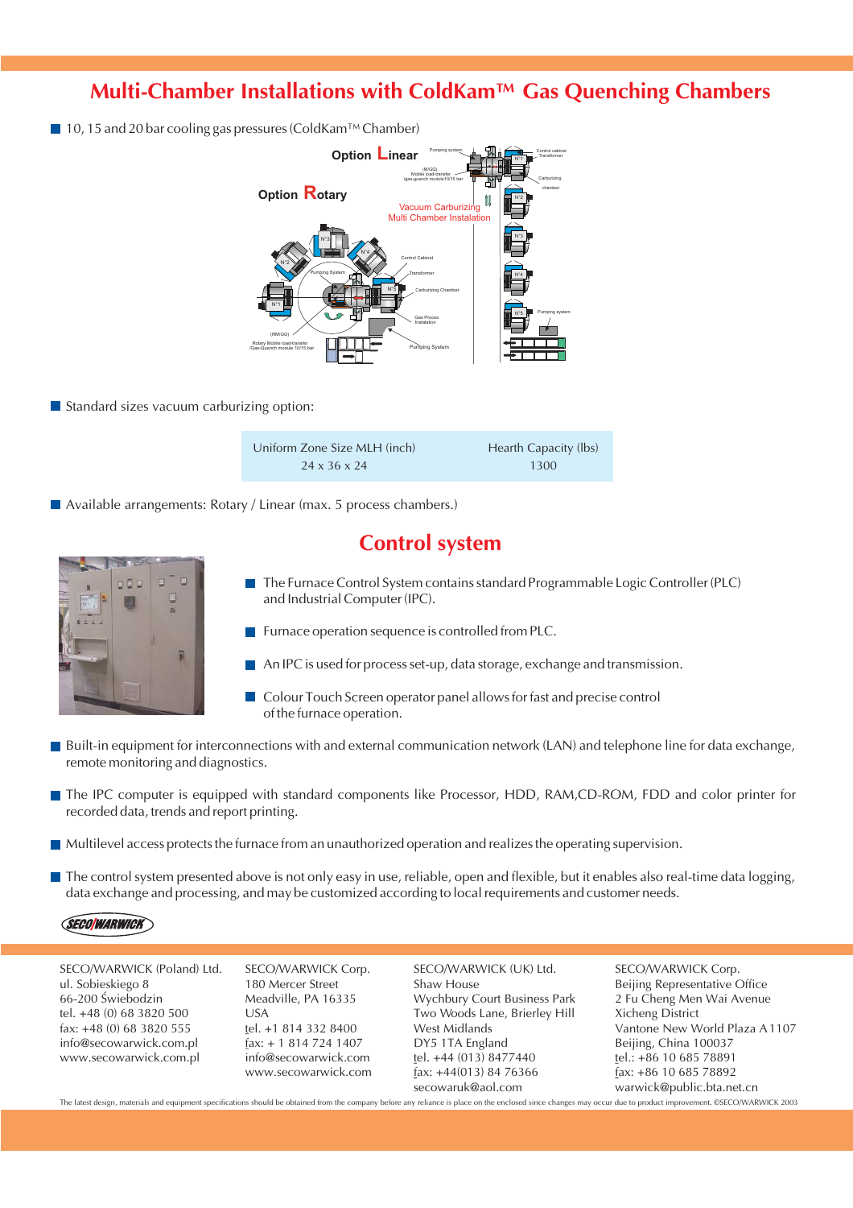# Multi-Chamber Installations with ColdKam™ Gas Quenching Chambers

- 10, 15 and 20 bar cooling gas pressures (ColdKam™ Chamber)

Option Linear

Option Rotary

Vacuum Carburizing
Multi Chamber Instalation

Pumping system
(M/GQ)
Mobile load-transfer
/gas-quench module10/15 bar
Control cabinet
Transformer
Carburizing chamber
N°1
N°2
N°3
N°4
N°5
Pumping system

N°1
N°2
N°3
N°4
N°5
Pumping System
Control Cabinet
Transformer
Carburizing Chamber
Gas Process Instalation
Pumping System
(R/M/GQ)
Rotary Mobile load-transfer
/Gas-Quench module 10/15 bar

- Standard sizes vacuum carburizing option:

| Uniform Zone Size MLH (inch) | Hearth Capacity (lbs) |
|---|---|
| 24 x 36 x 24 | 1300 |

- Available arrangements: Rotary / Linear (max. 5 process chambers.)

## Control system

- The Furnace Control System contains standard Programmable Logic Controller (PLC) and Industrial Computer (IPC).
- Furnace operation sequence is controlled from PLC.
- An IPC is used for process set-up, data storage, exchange and transmission.
- Colour Touch Screen operator panel allows for fast and precise control of the furnace operation.
- Built-in equipment for interconnections with and external communication network (LAN) and telephone line for data exchange, remote monitoring and diagnostics.
- The IPC computer is equipped with standard components like Processor, HDD, RAM,CD-ROM, FDD and color printer for recorded data, trends and report printing.
- Multilevel access protects the furnace from an unauthorized operation and realizes the operating supervision.
- The control system presented above is not only easy in use, reliable, open and flexible, but it enables also real-time data logging, data exchange and processing, and may be customized according to local requirements and customer needs.

SECO/WARWICK

SECO/WARWICK (Poland) Ltd.
ul. Sobieskiego 8
66-200 Świebodzin
tel. +48 (0) 68 3820 500
fax: +48 (0) 68 3820 555
info@secowarwick.com.pl
www.secowarwick.com.pl

SECO/WARWICK Corp.
180 Mercer Street
Meadville, PA 16335
USA
tel. +1 814 332 8400
fax: + 1 814 724 1407
info@secowarwick.com
www.secowarwick.com

SECO/WARWICK (UK) Ltd.
Shaw House
Wychbury Court Business Park
Two Woods Lane, Brierley Hill
West Midlands
DY5 1TA England
tel. +44 (013) 8477440
fax: +44(013) 84 76366
secowaruk@aol.com

SECO/WARWICK Corp.
Beijing Representative Office
2 Fu Cheng Men Wai Avenue
Xicheng District
Vantone New World Plaza A1107
Beijing, China 100037
tel.: +86 10 685 78891
fax: +86 10 685 78892
warwick@public.bta.net.cn

The latest design, materials and equipment specifications should be obtained from the company before any reliance is place on the enclosed since changes may occur due to product improvement. ©SECO/WARWICK 2003